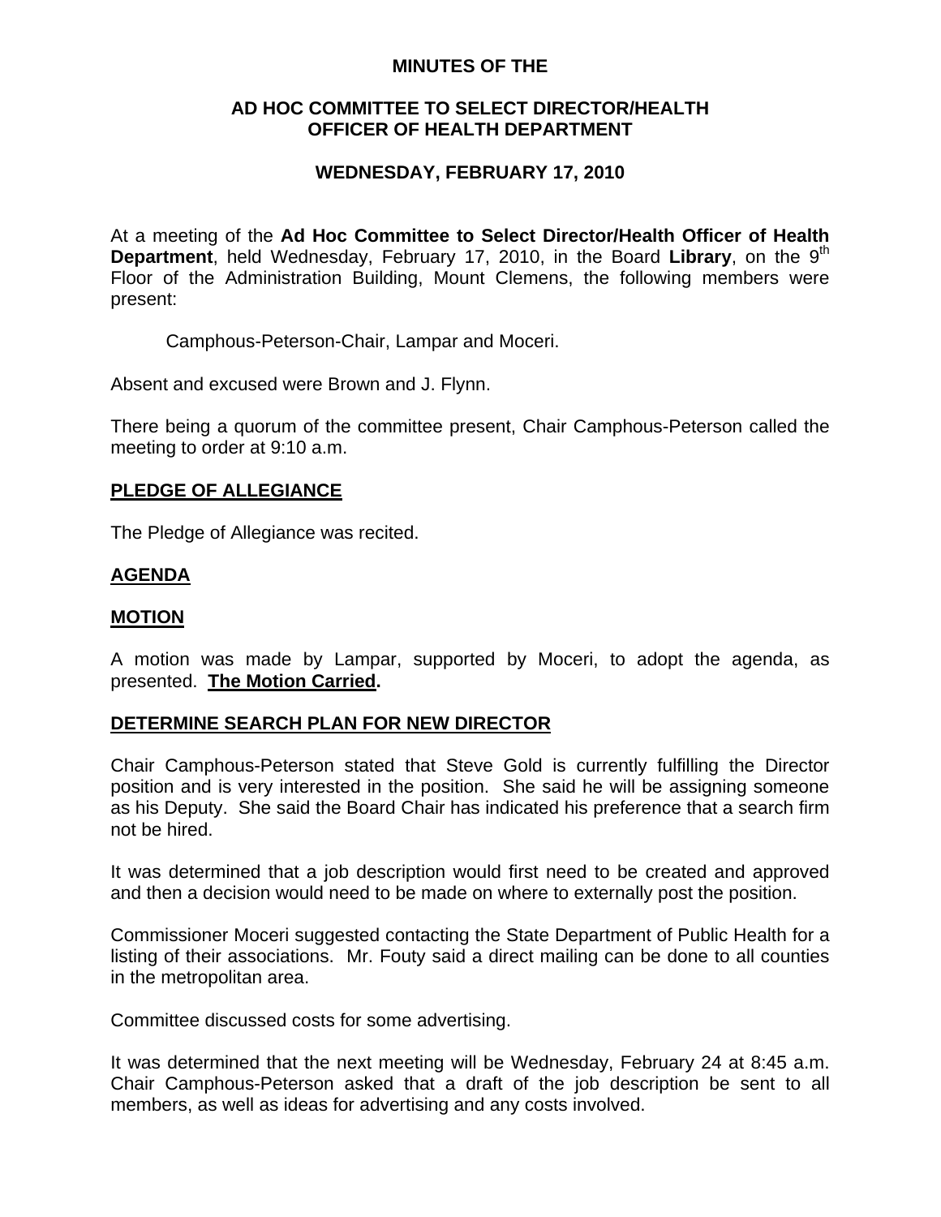**MINUTES OF THE**

**AD HOC COMMITTEE TO SELECT DIRECTOR/HEALTH OFFICER OF HEALTH DEPARTMENT**

**WEDNESDAY, FEBRUARY 17, 2010**

At a meeting of the **Ad Hoc Committee to Select Director/Health Officer of Health Department**, held Wednesday, February 17, 2010, in the Board **Library**, on the 9th Floor of the Administration Building, Mount Clemens, the following members were present:

Camphous-Peterson-Chair, Lampar and Moceri.

Absent and excused were Brown and J. Flynn.

There being a quorum of the committee present, Chair Camphous-Peterson called the meeting to order at 9:10 a.m.

## PLEDGE OF ALLEGIANCE

The Pledge of Allegiance was recited.

## AGENDA

## MOTION

A motion was made by Lampar, supported by Moceri, to adopt the agenda, as presented. **The Motion Carried.**

## DETERMINE SEARCH PLAN FOR NEW DIRECTOR

Chair Camphous-Peterson stated that Steve Gold is currently fulfilling the Director position and is very interested in the position. She said he will be assigning someone as his Deputy. She said the Board Chair has indicated his preference that a search firm not be hired.

It was determined that a job description would first need to be created and approved and then a decision would need to be made on where to externally post the position.

Commissioner Moceri suggested contacting the State Department of Public Health for a listing of their associations. Mr. Fouty said a direct mailing can be done to all counties in the metropolitan area.

Committee discussed costs for some advertising.

It was determined that the next meeting will be Wednesday, February 24 at 8:45 a.m. Chair Camphous-Peterson asked that a draft of the job description be sent to all members, as well as ideas for advertising and any costs involved.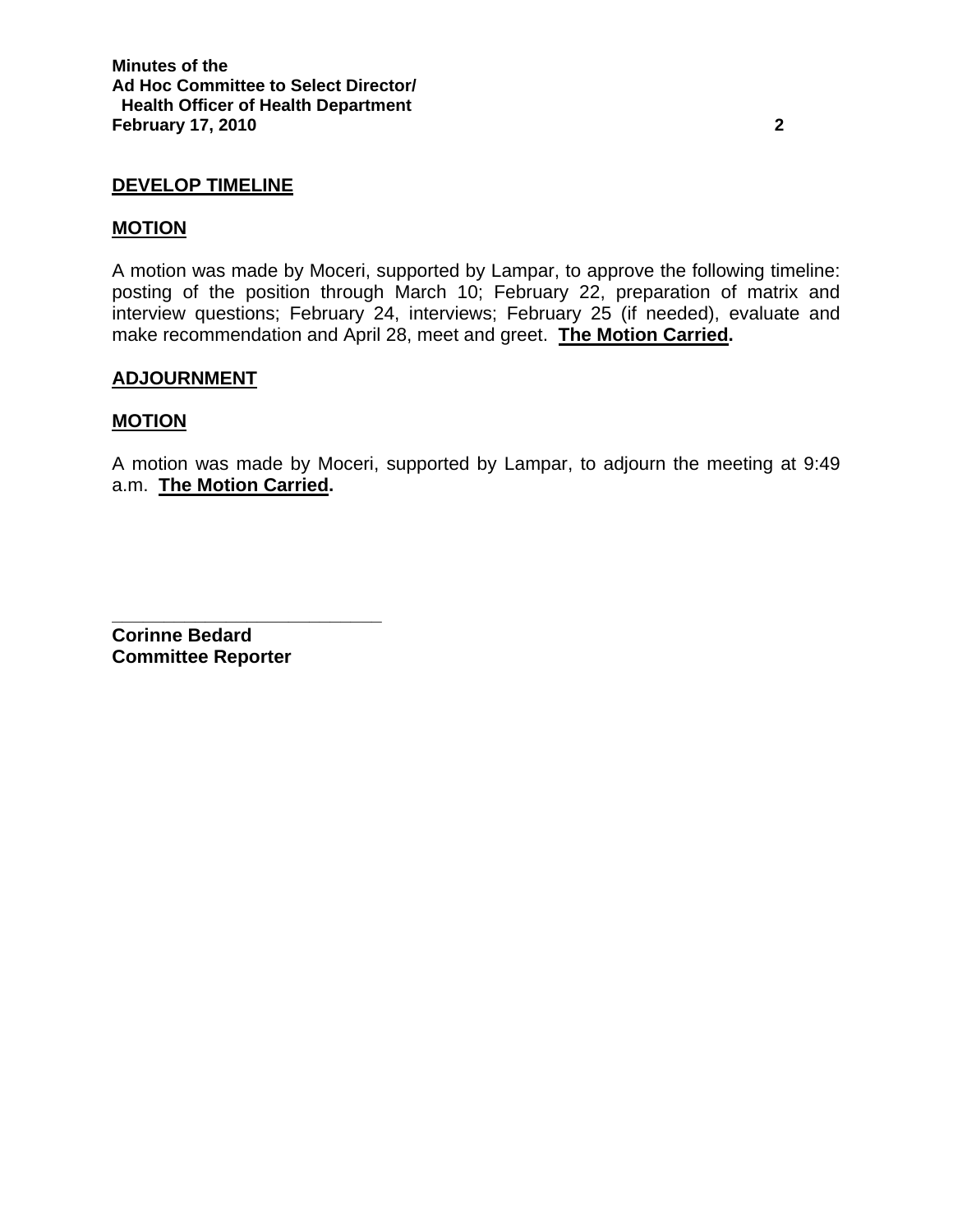**DEVELOP TIMELINE**

**MOTION**

A motion was made by Moceri, supported by Lampar, to approve the following timeline: posting of the position through March 10; February 22, preparation of matrix and interview questions; February 24, interviews; February 25 (if needed), evaluate and make recommendation and April 28, meet and greet. **The Motion Carried.**

**ADJOURNMENT**

**MOTION**

A motion was made by Moceri, supported by Lampar, to adjourn the meeting at 9:49 a.m. **The Motion Carried.**

\_\_\_\_\_\_\_\_\_\_\_\_\_\_\_\_\_\_\_\_\_\_\_\_\_\_\_\_

**Corinne Bedard**
**Committee Reporter**